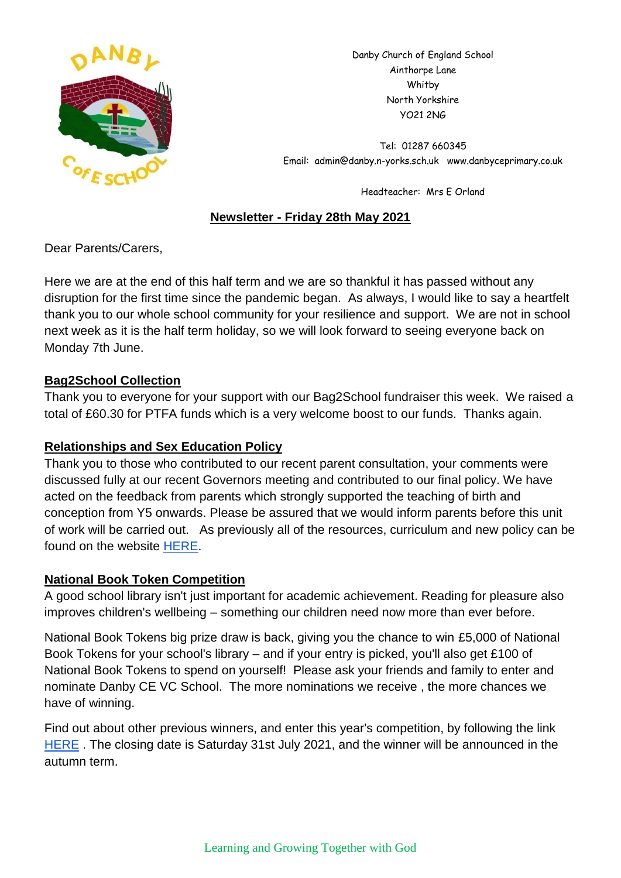Danby Church of England School
Ainthorpe Lane
Whitby
North Yorkshire
YO21 2NG

Tel: 01287 660345
Email: admin@danby.n-yorks.sch.uk www.danbyceprimary.co.uk

Headteacher: Mrs E Orland

# Newsletter - Friday 28th May 2021

Dear Parents/Carers,

Here we are at the end of this half term and we are so thankful it has passed without any disruption for the first time since the pandemic began. As always, I would like to say a heartfelt thank you to our whole school community for your resilience and support. We are not in school next week as it is the half term holiday, so we will look forward to seeing everyone back on Monday 7th June.

## Bag2School Collection

Thank you to everyone for your support with our Bag2School fundraiser this week. We raised a total of £60.30 for PTFA funds which is a very welcome boost to our funds. Thanks again.

## Relationships and Sex Education Policy

Thank you to those who contributed to our recent parent consultation, your comments were discussed fully at our recent Governors meeting and contributed to our final policy. We have acted on the feedback from parents which strongly supported the teaching of birth and conception from Y5 onwards. Please be assured that we would inform parents before this unit of work will be carried out. As previously all of the resources, curriculum and new policy can be found on the website HERE.

## National Book Token Competition

A good school library isn't just important for academic achievement. Reading for pleasure also improves children's wellbeing – something our children need now more than ever before.

National Book Tokens big prize draw is back, giving you the chance to win £5,000 of National Book Tokens for your school's library – and if your entry is picked, you'll also get £100 of National Book Tokens to spend on yourself! Please ask your friends and family to enter and nominate Danby CE VC School. The more nominations we receive , the more chances we have of winning.

Find out about other previous winners, and enter this year's competition, by following the link HERE . The closing date is Saturday 31st July 2021, and the winner will be announced in the autumn term.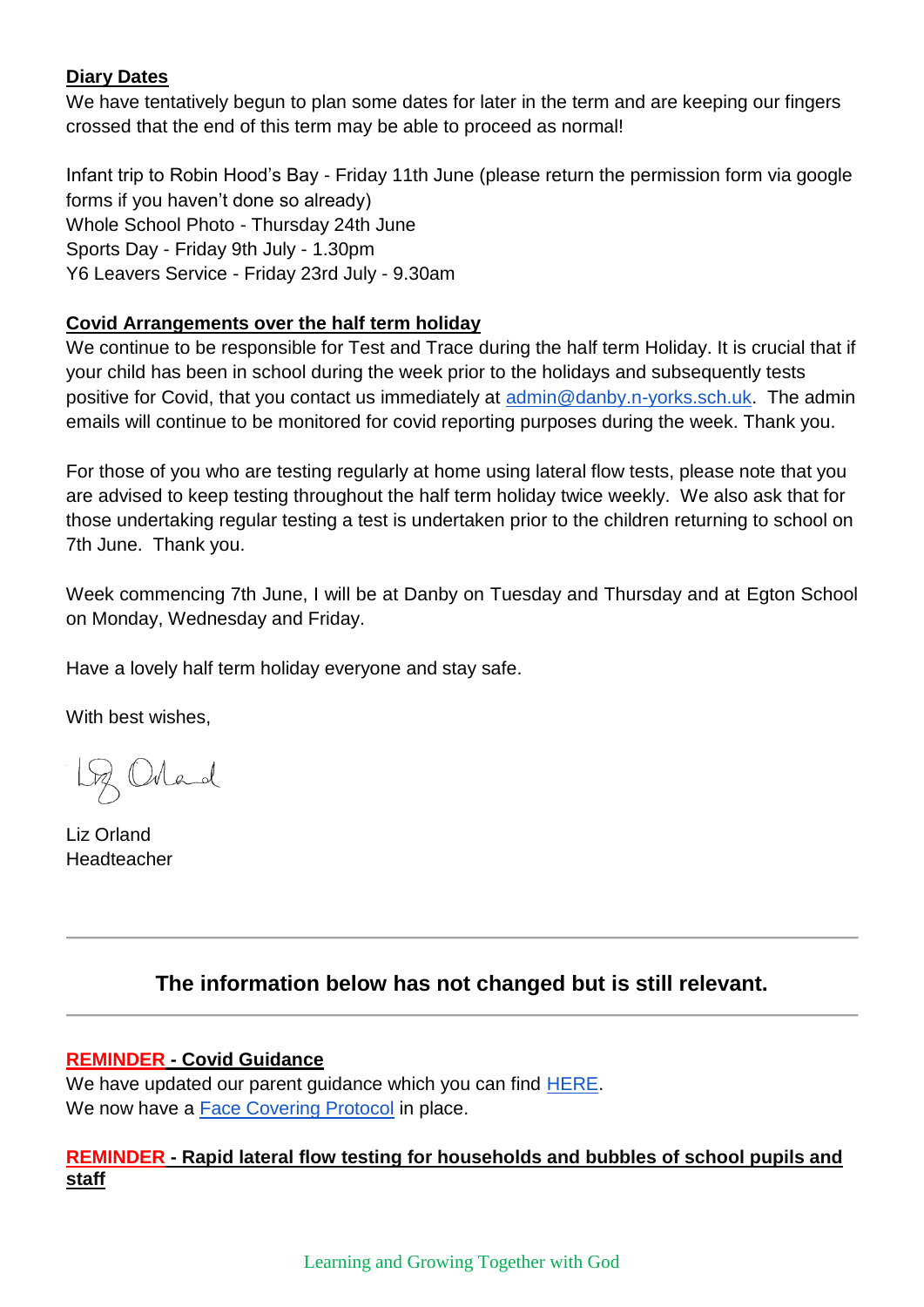**Diary Dates**

We have tentatively begun to plan some dates for later in the term and are keeping our fingers crossed that the end of this term may be able to proceed as normal!

Infant trip to Robin Hood's Bay - Friday 11th June (please return the permission form via google forms if you haven't done so already)
Whole School Photo - Thursday 24th June
Sports Day - Friday 9th July - 1.30pm
Y6 Leavers Service - Friday 23rd July - 9.30am

**Covid Arrangements over the half term holiday**

We continue to be responsible for Test and Trace during the half term Holiday. It is crucial that if your child has been in school during the week prior to the holidays and subsequently tests positive for Covid, that you contact us immediately at admin@danby.n-yorks.sch.uk. The admin emails will continue to be monitored for covid reporting purposes during the week. Thank you.

For those of you who are testing regularly at home using lateral flow tests, please note that you are advised to keep testing throughout the half term holiday twice weekly. We also ask that for those undertaking regular testing a test is undertaken prior to the children returning to school on 7th June. Thank you.

Week commencing 7th June, I will be at Danby on Tuesday and Thursday and at Egton School on Monday, Wednesday and Friday.

Have a lovely half term holiday everyone and stay safe.

With best wishes,

Liz Orland

Liz Orland
Headteacher

---

**The information below has not changed but is still relevant.**

---

**REMINDER - Covid Guidance**

We have updated our parent guidance which you can find HERE.
We now have a Face Covering Protocol in place.

**REMINDER - Rapid lateral flow testing for households and bubbles of school pupils and staff**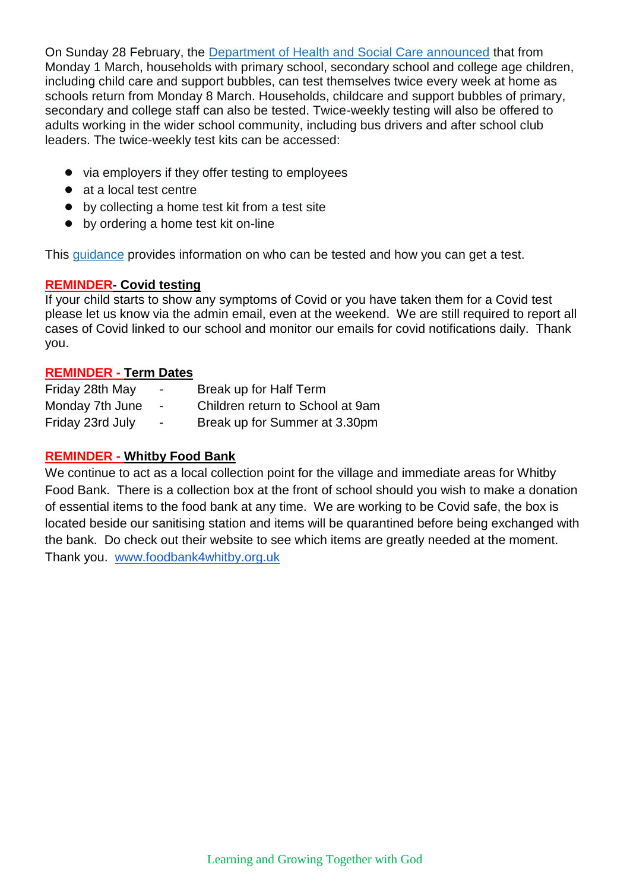On Sunday 28 February, the Department of Health and Social Care announced that from Monday 1 March, households with primary school, secondary school and college age children, including child care and support bubbles, can test themselves twice every week at home as schools return from Monday 8 March. Households, childcare and support bubbles of primary, secondary and college staff can also be tested. Twice-weekly testing will also be offered to adults working in the wider school community, including bus drivers and after school club leaders. The twice-weekly test kits can be accessed:

- via employers if they offer testing to employees
- at a local test centre
- by collecting a home test kit from a test site
- by ordering a home test kit on-line

This guidance provides information on who can be tested and how you can get a test.

**REMINDER- Covid testing**

If your child starts to show any symptoms of Covid or you have taken them for a Covid test please let us know via the admin email, even at the weekend. We are still required to report all cases of Covid linked to our school and monitor our emails for covid notifications daily. Thank you.

**REMINDER - Term Dates**

| | | |
|---|---|---|
| Friday 28th May | - | Break up for Half Term |
| Monday 7th June | - | Children return to School at 9am |
| Friday 23rd July | - | Break up for Summer at 3.30pm |

**REMINDER - Whitby Food Bank**

We continue to act as a local collection point for the village and immediate areas for Whitby Food Bank. There is a collection box at the front of school should you wish to make a donation of essential items to the food bank at any time. We are working to be Covid safe, the box is located beside our sanitising station and items will be quarantined before being exchanged with the bank. Do check out their website to see which items are greatly needed at the moment. Thank you. www.foodbank4whitby.org.uk